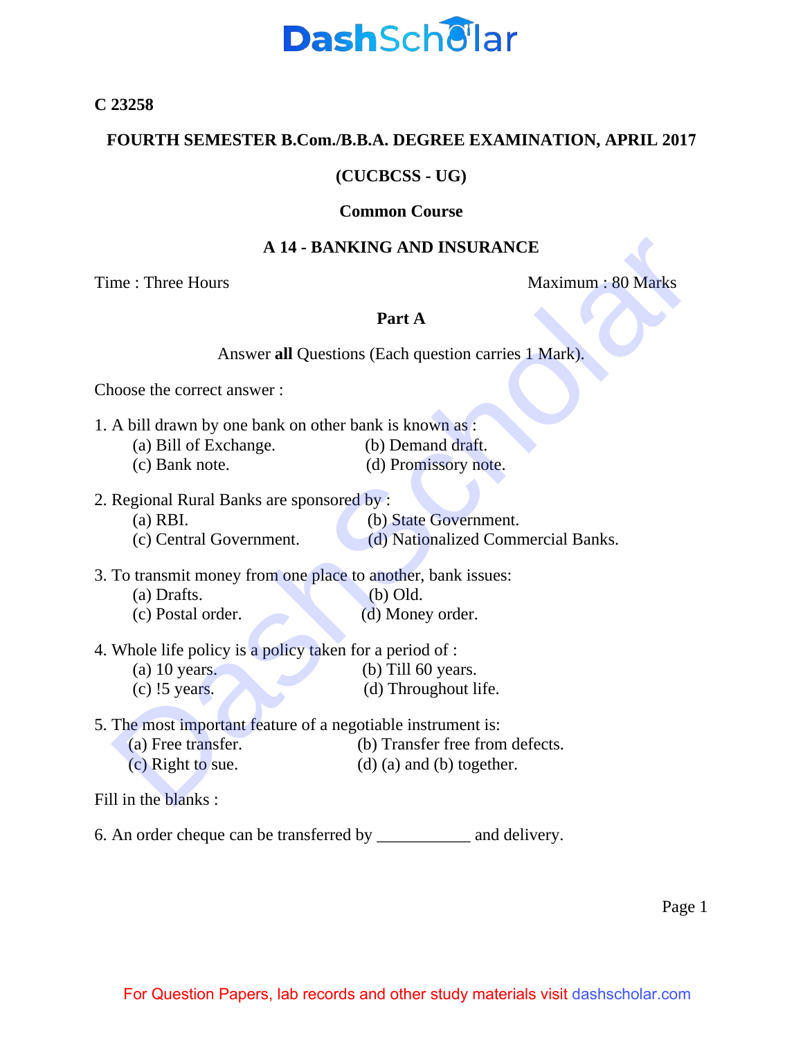**C 23258**

# FOURTH SEMESTER B.Com./B.B.A. DEGREE EXAMINATION, APRIL 2017

**(CUCBCSS - UG)**

**Common Course**

## A 14 - BANKING AND INSURANCE

Time : Three Hours　　　　　　　　　　　　　　　　　　　　　　Maximum : 80 Marks

### Part A

Answer **all** Questions (Each question carries 1 Mark).

Choose the correct answer :

1. A bill drawn by one bank on other bank is known as :
   - (a) Bill of Exchange.
   - (b) Demand draft.
   - (c) Bank note.
   - (d) Promissory note.

2. Regional Rural Banks are sponsored by :
   - (a) RBI.
   - (b) State Government.
   - (c) Central Government.
   - (d) Nationalized Commercial Banks.

3. To transmit money from one place to another, bank issues:
   - (a) Drafts.
   - (b) Old.
   - (c) Postal order.
   - (d) Money order.

4. Whole life policy is a policy taken for a period of :
   - (a) 10 years.
   - (b) Till 60 years.
   - (c) !5 years.
   - (d) Throughout life.

5. The most important feature of a negotiable instrument is:
   - (a) Free transfer.
   - (b) Transfer free from defects.
   - (c) Right to sue.
   - (d) (a) and (b) together.

Fill in the blanks :

6. An order cheque can be transferred by ___________ and delivery.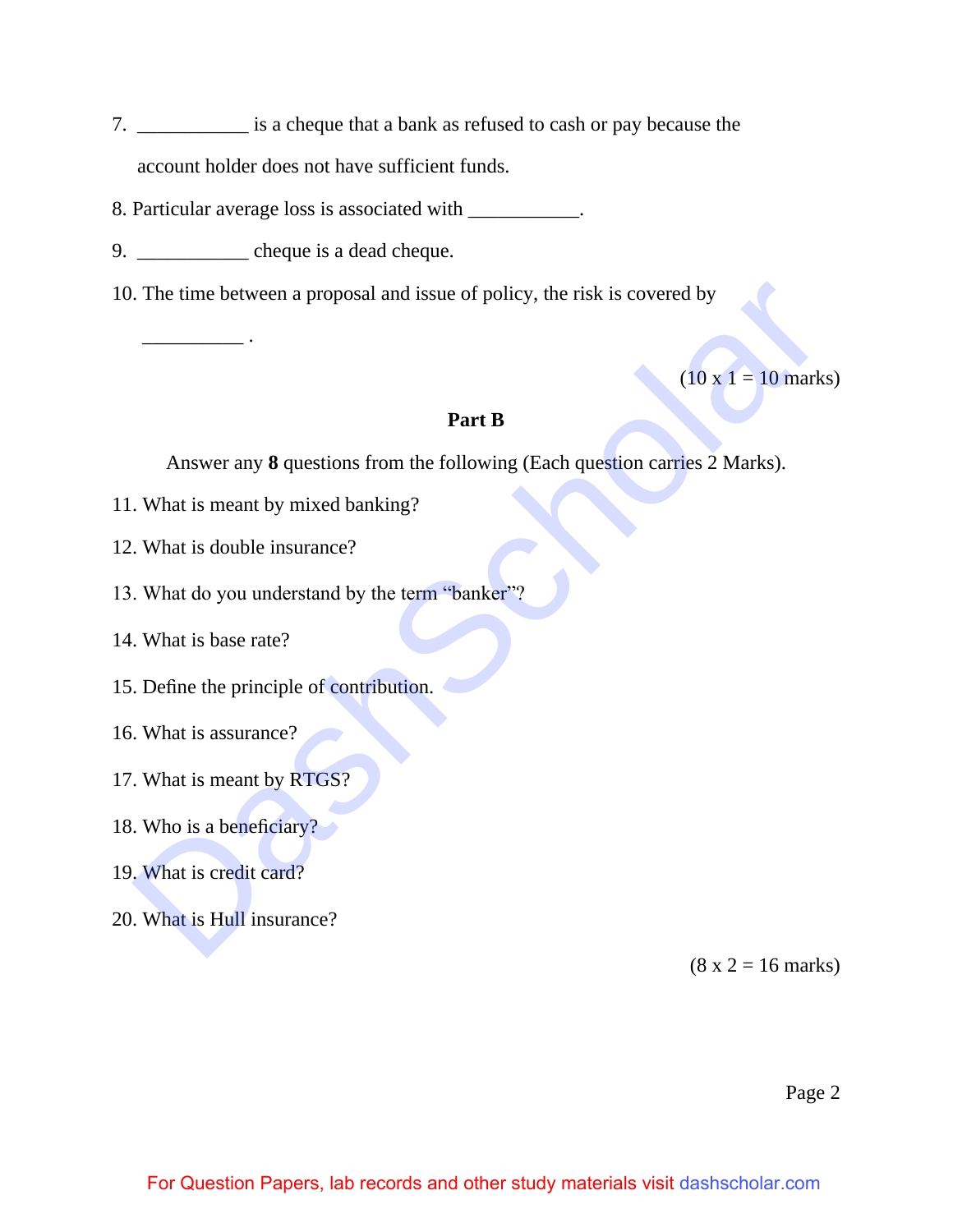7. ___________ is a cheque that a bank as refused to cash or pay because the account holder does not have sufficient funds.

8. Particular average loss is associated with ___________.

9. ___________ cheque is a dead cheque.

10. The time between a proposal and issue of policy, the risk is covered by __________ .

(10 x 1 = 10 marks)

## Part B

Answer any **8** questions from the following (Each question carries 2 Marks).

11. What is meant by mixed banking?

12. What is double insurance?

13. What do you understand by the term "banker"?

14. What is base rate?

15. Define the principle of contribution.

16. What is assurance?

17. What is meant by RTGS?

18. Who is a beneficiary?

19. What is credit card?

20. What is Hull insurance?

(8 x 2 = 16 marks)

For Question Papers, lab records and other study materials visit dashscholar.com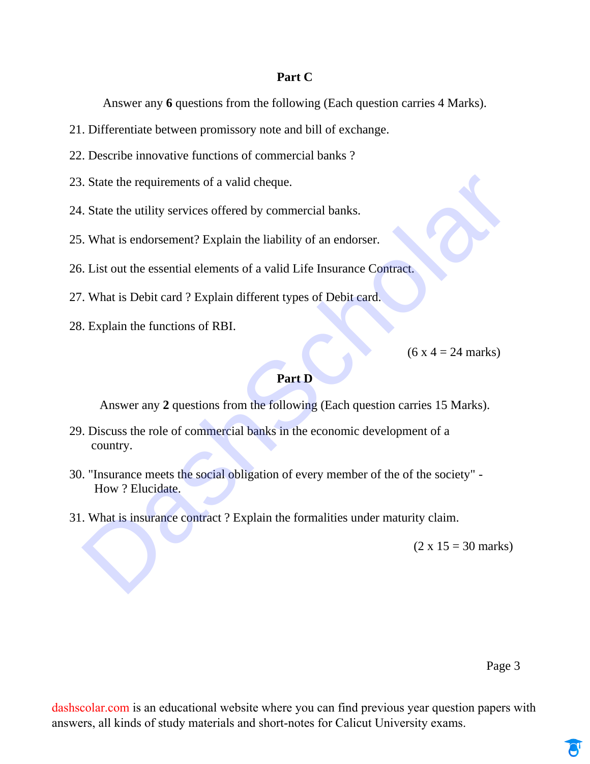## Part C

Answer any **6** questions from the following (Each question carries 4 Marks).

21. Differentiate between promissory note and bill of exchange.

22. Describe innovative functions of commercial banks ?

23. State the requirements of a valid cheque.

24. State the utility services offered by commercial banks.

25. What is endorsement? Explain the liability of an endorser.

26. List out the essential elements of a valid Life Insurance Contract.

27. What is Debit card ? Explain different types of Debit card.

28. Explain the functions of RBI.

(6 x 4 = 24 marks)

## Part D

Answer any **2** questions from the following (Each question carries 15 Marks).

29. Discuss the role of commercial banks in the economic development of a country.

30. "Insurance meets the social obligation of every member of the of the society" - How ? Elucidate.

31. What is insurance contract ? Explain the formalities under maturity claim.

(2 x 15 = 30 marks)

dashscolar.com is an educational website where you can find previous year question papers with answers, all kinds of study materials and short-notes for Calicut University exams.